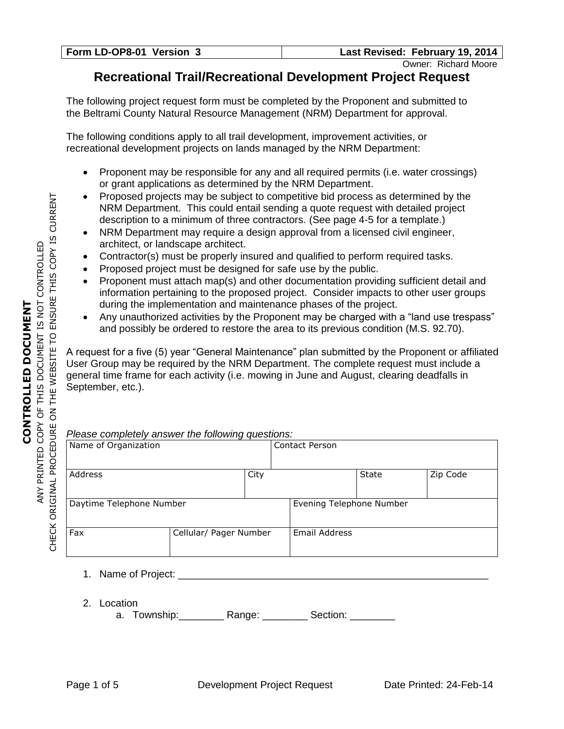| Form LD-OP8-01 Version 3 | Last Revised: February 19, 2014 |
|---|---|

Owner: Richard Moore

# Recreational Trail/Recreational Development Project Request

The following project request form must be completed by the Proponent and submitted to the Beltrami County Natural Resource Management (NRM) Department for approval.

The following conditions apply to all trail development, improvement activities, or recreational development projects on lands managed by the NRM Department:

- Proponent may be responsible for any and all required permits (i.e. water crossings) or grant applications as determined by the NRM Department.
- Proposed projects may be subject to competitive bid process as determined by the NRM Department. This could entail sending a quote request with detailed project description to a minimum of three contractors. (See page 4-5 for a template.)
- NRM Department may require a design approval from a licensed civil engineer, architect, or landscape architect.
- Contractor(s) must be properly insured and qualified to perform required tasks.
- Proposed project must be designed for safe use by the public.
- Proponent must attach map(s) and other documentation providing sufficient detail and information pertaining to the proposed project. Consider impacts to other user groups during the implementation and maintenance phases of the project.
- Any unauthorized activities by the Proponent may be charged with a "land use trespass" and possibly be ordered to restore the area to its previous condition (M.S. 92.70).

A request for a five (5) year "General Maintenance" plan submitted by the Proponent or affiliated User Group may be required by the NRM Department. The complete request must include a general time frame for each activity (i.e. mowing in June and August, clearing deadfalls in September, etc.).

*Please completely answer the following questions:*

| Name of Organization | | Contact Person | | |
|---|---|---|---|---|
| Address | City | | State | Zip Code |
| Daytime Telephone Number | | Evening Telephone Number | | |
| Fax | Cellular/ Pager Number | Email Address | | |

1. Name of Project: ___________________________________________________________

2. Location
   a. Township:________ Range: ________ Section: ________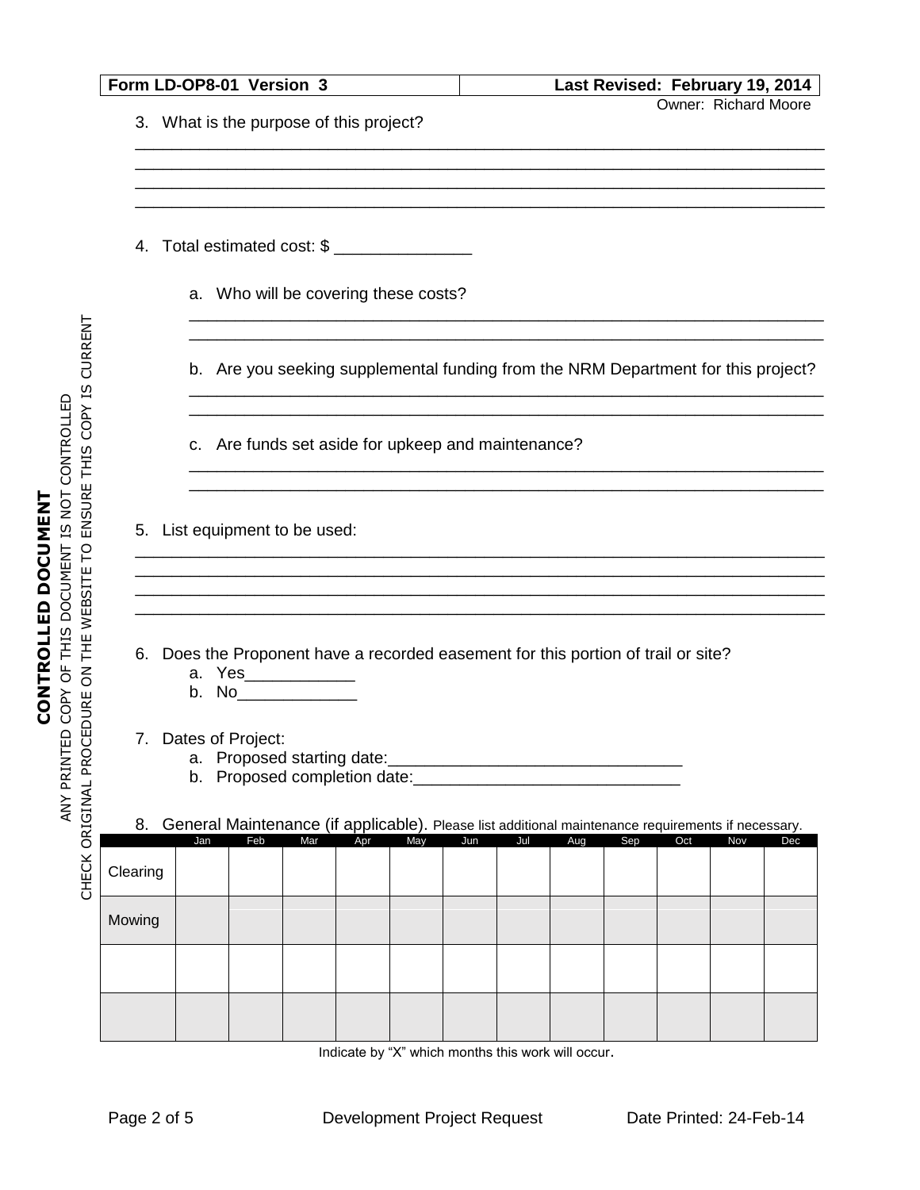3. What is the purpose of this project?

\_\_\_\_\_\_\_\_\_\_\_\_\_\_\_\_\_\_\_\_\_\_\_\_\_\_\_\_\_\_\_\_\_\_\_\_\_\_\_\_\_\_\_\_\_\_\_\_\_\_\_\_\_\_\_\_\_\_\_\_\_\_\_\_\_\_\_\_\_\_
\_\_\_\_\_\_\_\_\_\_\_\_\_\_\_\_\_\_\_\_\_\_\_\_\_\_\_\_\_\_\_\_\_\_\_\_\_\_\_\_\_\_\_\_\_\_\_\_\_\_\_\_\_\_\_\_\_\_\_\_\_\_\_\_\_\_\_\_\_\_
\_\_\_\_\_\_\_\_\_\_\_\_\_\_\_\_\_\_\_\_\_\_\_\_\_\_\_\_\_\_\_\_\_\_\_\_\_\_\_\_\_\_\_\_\_\_\_\_\_\_\_\_\_\_\_\_\_\_\_\_\_\_\_\_\_\_\_\_\_\_
\_\_\_\_\_\_\_\_\_\_\_\_\_\_\_\_\_\_\_\_\_\_\_\_\_\_\_\_\_\_\_\_\_\_\_\_\_\_\_\_\_\_\_\_\_\_\_\_\_\_\_\_\_\_\_\_\_\_\_\_\_\_\_\_\_\_\_\_\_\_

4. Total estimated cost: $ \_\_\_\_\_\_\_\_\_\_\_\_\_\_\_

   a. Who will be covering these costs?

   \_\_\_\_\_\_\_\_\_\_\_\_\_\_\_\_\_\_\_\_\_\_\_\_\_\_\_\_\_\_\_\_\_\_\_\_\_\_\_\_\_\_\_\_\_\_\_\_\_\_\_\_\_\_\_\_\_\_\_\_\_\_\_\_
   \_\_\_\_\_\_\_\_\_\_\_\_\_\_\_\_\_\_\_\_\_\_\_\_\_\_\_\_\_\_\_\_\_\_\_\_\_\_\_\_\_\_\_\_\_\_\_\_\_\_\_\_\_\_\_\_\_\_\_\_\_\_\_\_

   b. Are you seeking supplemental funding from the NRM Department for this project?

   \_\_\_\_\_\_\_\_\_\_\_\_\_\_\_\_\_\_\_\_\_\_\_\_\_\_\_\_\_\_\_\_\_\_\_\_\_\_\_\_\_\_\_\_\_\_\_\_\_\_\_\_\_\_\_\_\_\_\_\_\_\_\_\_
   \_\_\_\_\_\_\_\_\_\_\_\_\_\_\_\_\_\_\_\_\_\_\_\_\_\_\_\_\_\_\_\_\_\_\_\_\_\_\_\_\_\_\_\_\_\_\_\_\_\_\_\_\_\_\_\_\_\_\_\_\_\_\_\_

   c. Are funds set aside for upkeep and maintenance?

   \_\_\_\_\_\_\_\_\_\_\_\_\_\_\_\_\_\_\_\_\_\_\_\_\_\_\_\_\_\_\_\_\_\_\_\_\_\_\_\_\_\_\_\_\_\_\_\_\_\_\_\_\_\_\_\_\_\_\_\_\_\_\_\_
   \_\_\_\_\_\_\_\_\_\_\_\_\_\_\_\_\_\_\_\_\_\_\_\_\_\_\_\_\_\_\_\_\_\_\_\_\_\_\_\_\_\_\_\_\_\_\_\_\_\_\_\_\_\_\_\_\_\_\_\_\_\_\_\_

5. List equipment to be used:

\_\_\_\_\_\_\_\_\_\_\_\_\_\_\_\_\_\_\_\_\_\_\_\_\_\_\_\_\_\_\_\_\_\_\_\_\_\_\_\_\_\_\_\_\_\_\_\_\_\_\_\_\_\_\_\_\_\_\_\_\_\_\_\_\_\_\_\_\_\_
\_\_\_\_\_\_\_\_\_\_\_\_\_\_\_\_\_\_\_\_\_\_\_\_\_\_\_\_\_\_\_\_\_\_\_\_\_\_\_\_\_\_\_\_\_\_\_\_\_\_\_\_\_\_\_\_\_\_\_\_\_\_\_\_\_\_\_\_\_\_
\_\_\_\_\_\_\_\_\_\_\_\_\_\_\_\_\_\_\_\_\_\_\_\_\_\_\_\_\_\_\_\_\_\_\_\_\_\_\_\_\_\_\_\_\_\_\_\_\_\_\_\_\_\_\_\_\_\_\_\_\_\_\_\_\_\_\_\_\_\_
\_\_\_\_\_\_\_\_\_\_\_\_\_\_\_\_\_\_\_\_\_\_\_\_\_\_\_\_\_\_\_\_\_\_\_\_\_\_\_\_\_\_\_\_\_\_\_\_\_\_\_\_\_\_\_\_\_\_\_\_\_\_\_\_\_\_\_\_\_\_

6. Does the Proponent have a recorded easement for this portion of trail or site?
   a. Yes\_\_\_\_\_\_\_\_\_\_\_\_
   b. No\_\_\_\_\_\_\_\_\_\_\_\_\_

7. Dates of Project:
   a. Proposed starting date:\_\_\_\_\_\_\_\_\_\_\_\_\_\_\_\_\_\_\_\_\_\_\_\_\_\_\_\_\_\_\_\_
   b. Proposed completion date:\_\_\_\_\_\_\_\_\_\_\_\_\_\_\_\_\_\_\_\_\_\_\_\_\_\_\_\_\_

8. General Maintenance (if applicable). Please list additional maintenance requirements if necessary.

| | Jan | Feb | Mar | Apr | May | Jun | Jul | Aug | Sep | Oct | Nov | Dec |
|---|---|---|---|---|---|---|---|---|---|---|---|---|
| Clearing | | | | | | | | | | | | |
| Mowing | | | | | | | | | | | | |
| | | | | | | | | | | | | |
| | | | | | | | | | | | | |

Indicate by "X" which months this work will occur.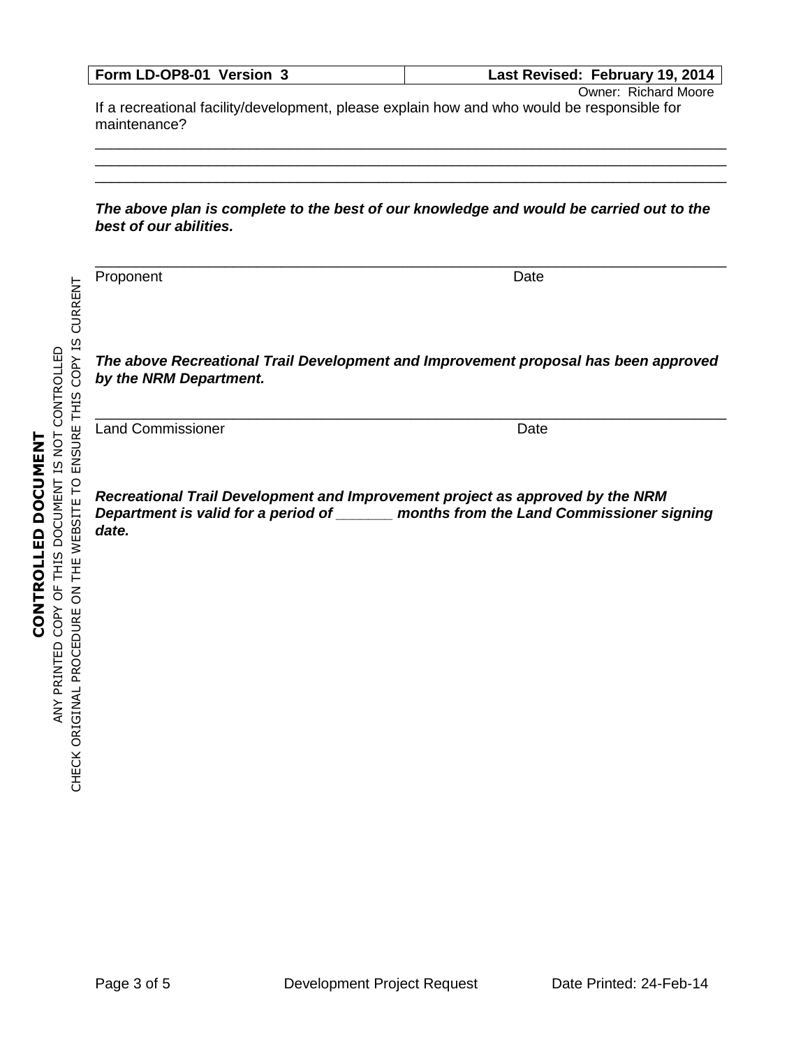If a recreational facility/development, please explain how and who would be responsible for maintenance?

\_\_\_\_\_\_\_\_\_\_\_\_\_\_\_\_\_\_\_\_\_\_\_\_\_\_\_\_\_\_\_\_\_\_\_\_\_\_\_\_\_\_\_\_\_\_\_\_\_\_\_\_\_\_\_\_\_\_\_\_\_\_\_\_\_\_\_\_\_\_\_\_\_\_\_\_

\_\_\_\_\_\_\_\_\_\_\_\_\_\_\_\_\_\_\_\_\_\_\_\_\_\_\_\_\_\_\_\_\_\_\_\_\_\_\_\_\_\_\_\_\_\_\_\_\_\_\_\_\_\_\_\_\_\_\_\_\_\_\_\_\_\_\_\_\_\_\_\_\_\_\_\_

\_\_\_\_\_\_\_\_\_\_\_\_\_\_\_\_\_\_\_\_\_\_\_\_\_\_\_\_\_\_\_\_\_\_\_\_\_\_\_\_\_\_\_\_\_\_\_\_\_\_\_\_\_\_\_\_\_\_\_\_\_\_\_\_\_\_\_\_\_\_\_\_\_\_\_\_

***The above plan is complete to the best of our knowledge and would be carried out to the best of our abilities.***

\_\_\_\_\_\_\_\_\_\_\_\_\_\_\_\_\_\_\_\_\_\_\_\_\_\_\_\_\_\_\_\_\_\_\_\_\_\_\_\_\_\_\_\_\_\_\_\_\_\_\_\_\_\_\_\_\_\_\_\_\_\_\_\_\_\_\_\_\_\_\_\_\_\_\_\_

Proponent                                                                                     Date

***The above Recreational Trail Development and Improvement proposal has been approved by the NRM Department.***

\_\_\_\_\_\_\_\_\_\_\_\_\_\_\_\_\_\_\_\_\_\_\_\_\_\_\_\_\_\_\_\_\_\_\_\_\_\_\_\_\_\_\_\_\_\_\_\_\_\_\_\_\_\_\_\_\_\_\_\_\_\_\_\_\_\_\_\_\_\_\_\_\_\_\_\_

Land Commissioner                                                                         Date

***Recreational Trail Development and Improvement project as approved by the NRM Department is valid for a period of \_\_\_\_\_\_\_ months from the Land Commissioner signing date.***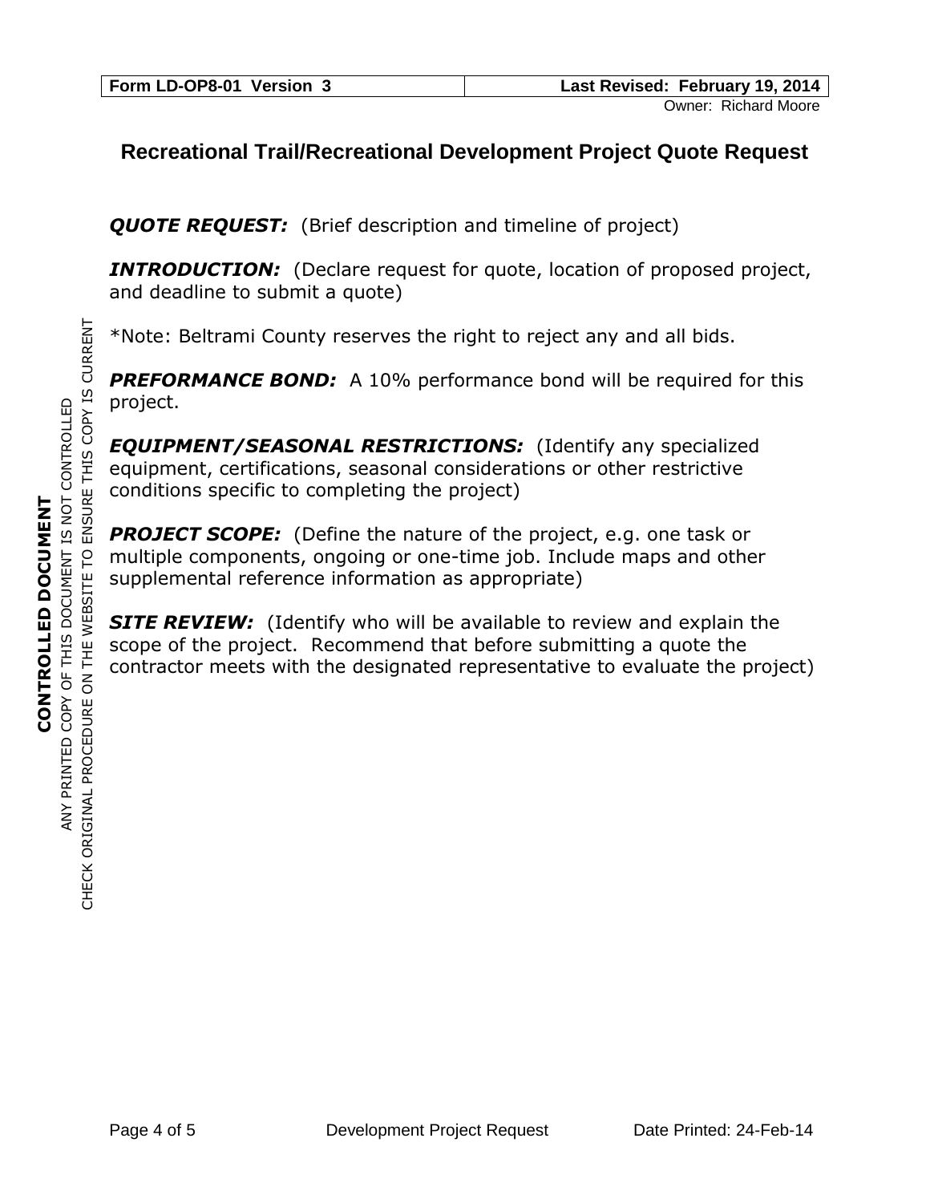| Form LD-OP8-01 Version 3 | Last Revised: February 19, 2014 |
| --- | --- |

Owner: Richard Moore

# Recreational Trail/Recreational Development Project Quote Request

***QUOTE REQUEST:*** (Brief description and timeline of project)

***INTRODUCTION:*** (Declare request for quote, location of proposed project, and deadline to submit a quote)

*Note: Beltrami County reserves the right to reject any and all bids.

***PREFORMANCE BOND:*** A 10% performance bond will be required for this project.

***EQUIPMENT/SEASONAL RESTRICTIONS:*** (Identify any specialized equipment, certifications, seasonal considerations or other restrictive conditions specific to completing the project)

***PROJECT SCOPE:*** (Define the nature of the project, e.g. one task or multiple components, ongoing or one-time job. Include maps and other supplemental reference information as appropriate)

***SITE REVIEW:*** (Identify who will be available to review and explain the scope of the project. Recommend that before submitting a quote the contractor meets with the designated representative to evaluate the project)

**CONTROLLED DOCUMENT**
ANY PRINTED COPY OF THIS DOCUMENT IS NOT CONTROLLED
CHECK ORIGINAL PROCEDURE ON THE WEBSITE TO ENSURE THIS COPY IS CURRENT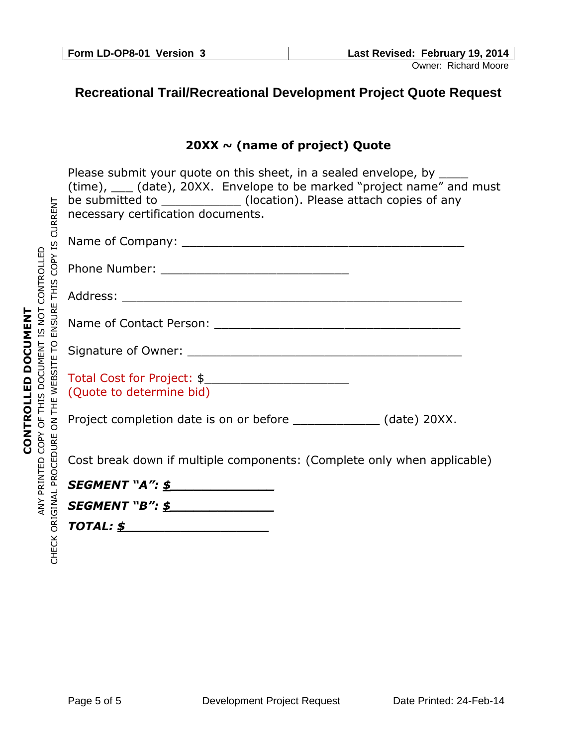| Form LD-OP8-01 Version 3 | Last Revised: February 19, 2014 |
| --- | --- |

Owner: Richard Moore

## Recreational Trail/Recreational Development Project Quote Request

### 20XX ~ (name of project) Quote

Please submit your quote on this sheet, in a sealed envelope, by ____ (time), ___ (date), 20XX. Envelope to be marked "project name" and must be submitted to ___________ (location). Please attach copies of any necessary certification documents.

Name of Company: ________________________________________

Phone Number: ___________________________

Address: _________________________________________________

Name of Contact Person: ___________________________________

Signature of Owner: _______________________________________

Total Cost for Project: $_____________________
(Quote to determine bid)

Project completion date is on or before ____________ (date) 20XX.

Cost break down if multiple components: (Complete only when applicable)

***SEGMENT "A": $_____________***

***SEGMENT "B": $_____________***

***TOTAL: $___________________***

**CONTROLLED DOCUMENT**
ANY PRINTED COPY OF THIS DOCUMENT IS NOT CONTROLLED
CHECK ORIGINAL PROCEDURE ON THE WEBSITE TO ENSURE THIS COPY IS CURRENT

Development Project Request

Date Printed: 24-Feb-14